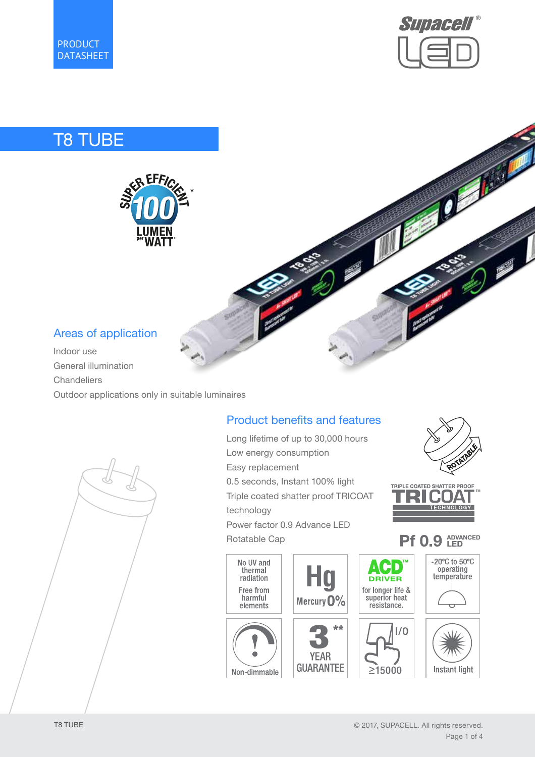PRODUCT DATASHEET

# T8 TUBE

SUPER EFFICIENT* 100 LUMEN per WATT*

## Areas of application

Indoor use
General illumination
Chandeliers
Outdoor applications only in suitable luminaires

## Product benefits and features

Long lifetime of up to 30,000 hours
Low energy consumption
Easy replacement
0.5 seconds, Instant 100% light
Triple coated shatter proof TRICOAT technology
Power factor 0.9 Advance LED
Rotatable Cap

ROTATABLE

TRIPLE COATED SHATTER PROOF TRICOAT™ TECHNOLOGY

Pf 0.9 ADVANCED LED

| No UV and thermal radiation. Free from harmful elements | Hg Mercury 0% | ACD™ DRIVER for longer life & superior heat resistance. | -20°C to 50°C operating temperature |
|---|---|---|---|
| Non-dimmable | 3** YEAR GUARANTEE | I/O ≥15000 | Instant light |

© 2017, SUPACELL. All rights reserved.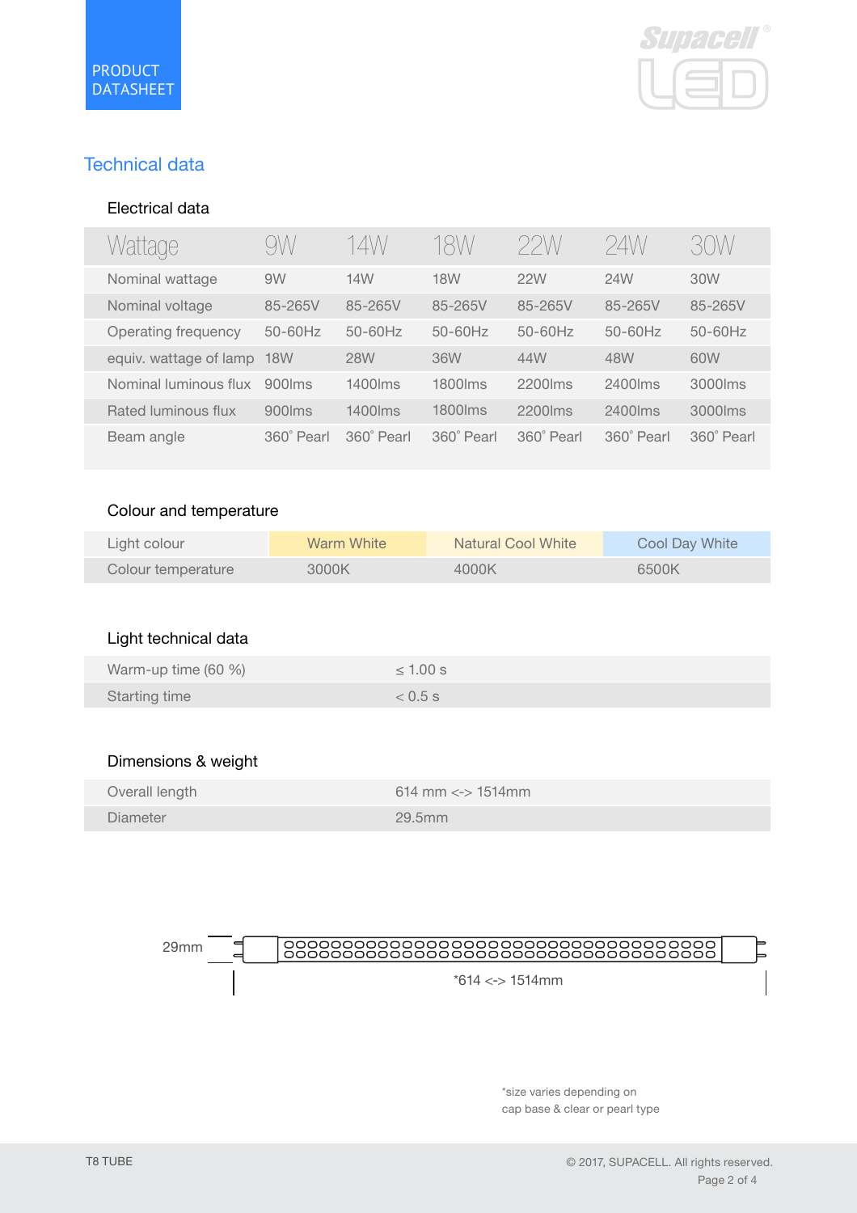PRODUCT DATASHEET

# Technical data

## Electrical data

| Wattage | 9W | 14W | 18W | 22W | 24W | 30W |
|---|---|---|---|---|---|---|
| Nominal wattage | 9W | 14W | 18W | 22W | 24W | 30W |
| Nominal voltage | 85-265V | 85-265V | 85-265V | 85-265V | 85-265V | 85-265V |
| Operating frequency | 50-60Hz | 50-60Hz | 50-60Hz | 50-60Hz | 50-60Hz | 50-60Hz |
| equiv. wattage of lamp | 18W | 28W | 36W | 44W | 48W | 60W |
| Nominal luminous flux | 900lms | 1400lms | 1800lms | 2200lms | 2400lms | 3000lms |
| Rated luminous flux | 900lms | 1400lms | 1800lms | 2200lms | 2400lms | 3000lms |
| Beam angle | 360˚ Pearl | 360˚ Pearl | 360˚ Pearl | 360˚ Pearl | 360˚ Pearl | 360˚ Pearl |

## Colour and temperature

| Light colour | Warm White | Natural Cool White | Cool Day White |
|---|---|---|---|
| Colour temperature | 3000K | 4000K | 6500K |

## Light technical data

| | |
|---|---|
| Warm-up time (60 %) | ≤ 1.00 s |
| Starting time | < 0.5 s |

## Dimensions & weight

| | |
|---|---|
| Overall length | 614 mm <-> 1514mm |
| Diameter | 29.5mm |

29mm

*614 <-> 1514mm

*size varies depending on cap base & clear or pearl type

T8 TUBE

© 2017, SUPACELL. All rights reserved.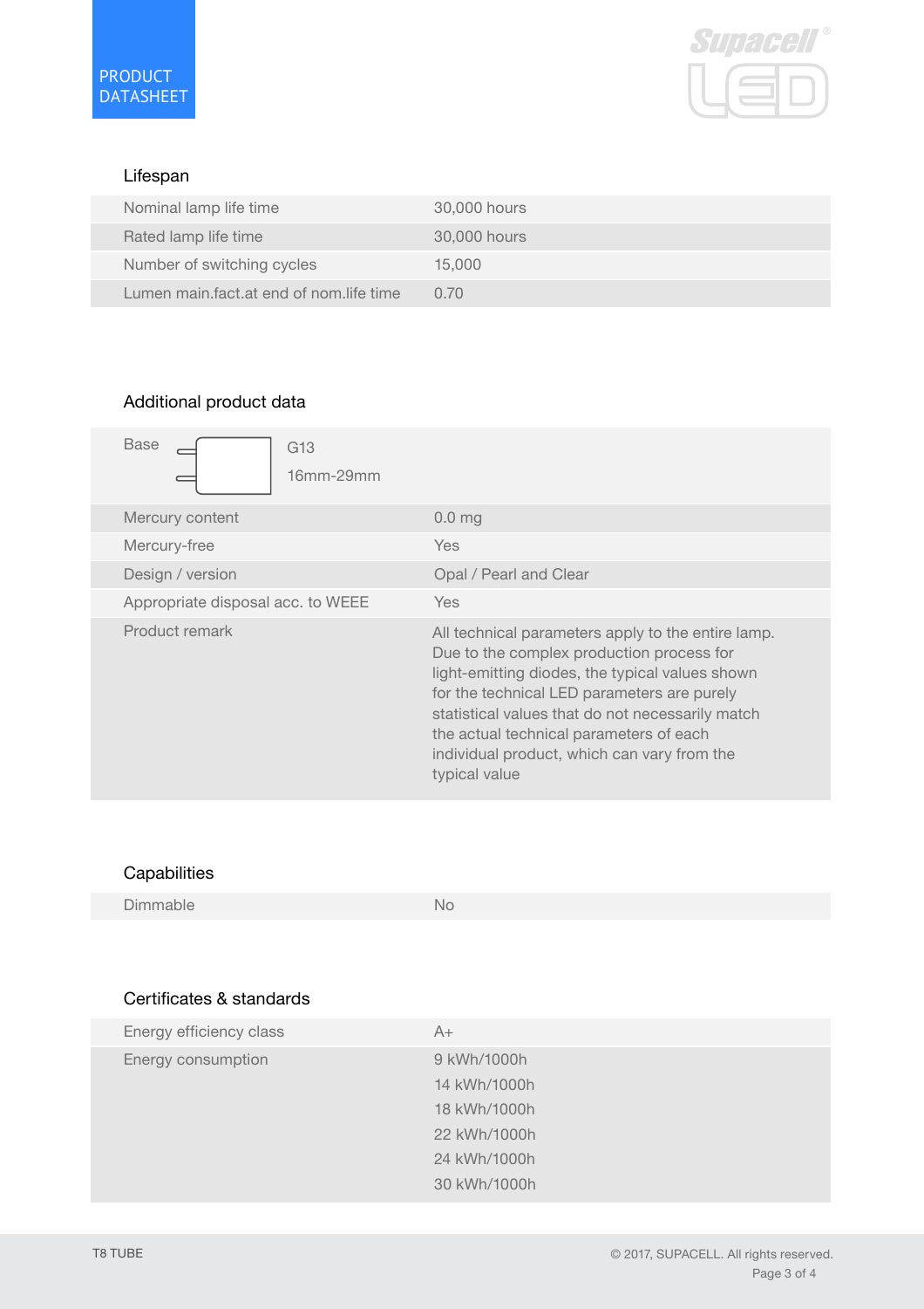## Lifespan

| | |
|---|---|
| Nominal lamp life time | 30,000 hours |
| Rated lamp life time | 30,000 hours |
| Number of switching cycles | 15,000 |
| Lumen main.fact.at end of nom.life time | 0.70 |

## Additional product data

| | |
|---|---|
| Base | G13<br>16mm-29mm |
| Mercury content | 0.0 mg |
| Mercury-free | Yes |
| Design / version | Opal / Pearl and Clear |
| Appropriate disposal acc. to WEEE | Yes |
| Product remark | All technical parameters apply to the entire lamp. Due to the complex production process for light-emitting diodes, the typical values shown for the technical LED parameters are purely statistical values that do not necessarily match the actual technical parameters of each individual product, which can vary from the typical value |

## Capabilities

| | |
|---|---|
| Dimmable | No |

## Certificates & standards

| | |
|---|---|
| Energy efficiency class | A+ |
| Energy consumption | 9 kWh/1000h<br>14 kWh/1000h<br>18 kWh/1000h<br>22 kWh/1000h<br>24 kWh/1000h<br>30 kWh/1000h |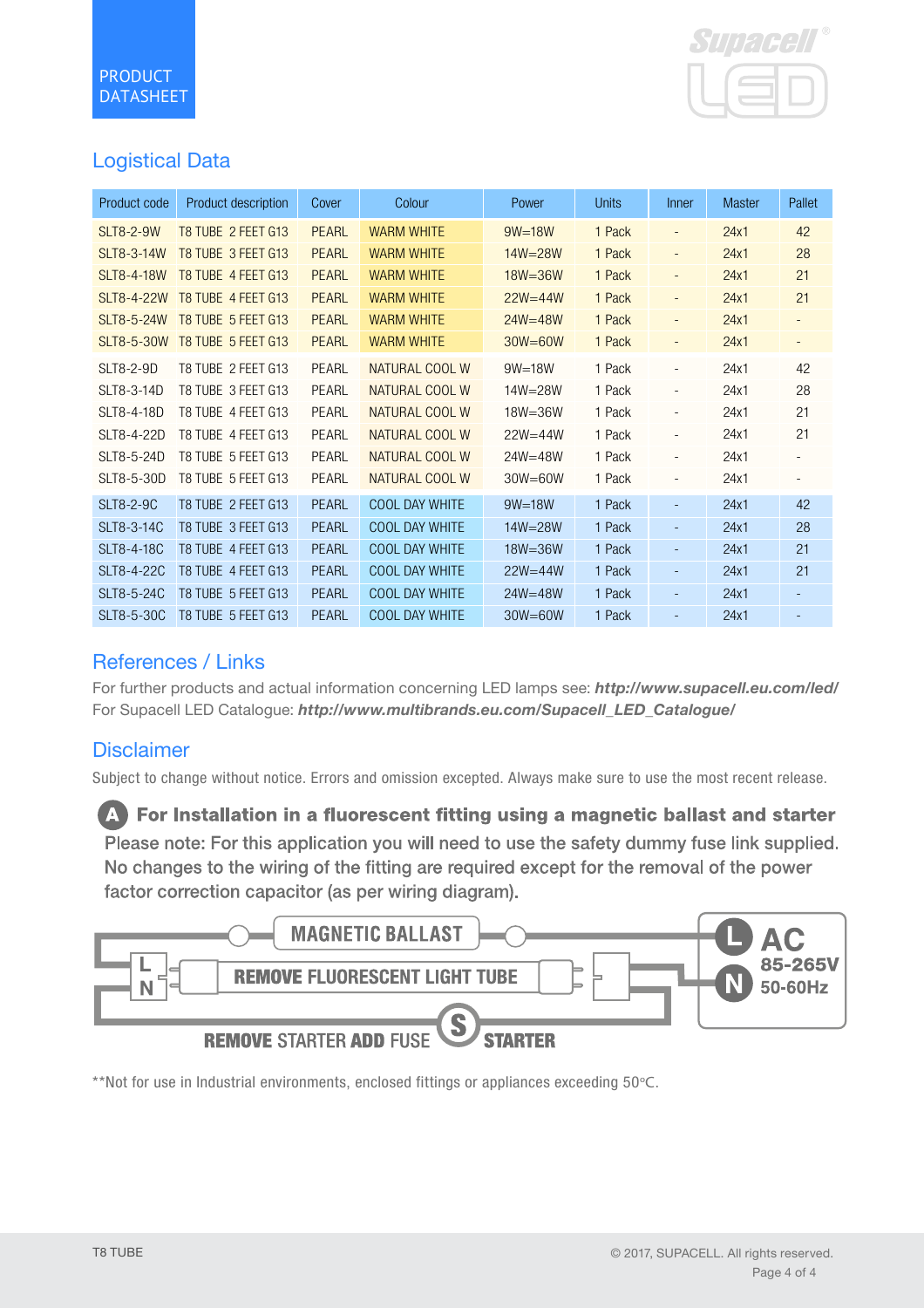PRODUCT DATASHEET

## Logistical Data

| Product code | Product description | Cover | Colour | Power | Units | Inner | Master | Pallet |
|---|---|---|---|---|---|---|---|---|
| SLT8-2-9W | T8 TUBE 2 FEET G13 | PEARL | WARM WHITE | 9W=18W | 1 Pack | - | 24x1 | 42 |
| SLT8-3-14W | T8 TUBE 3 FEET G13 | PEARL | WARM WHITE | 14W=28W | 1 Pack | - | 24x1 | 28 |
| SLT8-4-18W | T8 TUBE 4 FEET G13 | PEARL | WARM WHITE | 18W=36W | 1 Pack | - | 24x1 | 21 |
| SLT8-4-22W | T8 TUBE 4 FEET G13 | PEARL | WARM WHITE | 22W=44W | 1 Pack | - | 24x1 | 21 |
| SLT8-5-24W | T8 TUBE 5 FEET G13 | PEARL | WARM WHITE | 24W=48W | 1 Pack | - | 24x1 | - |
| SLT8-5-30W | T8 TUBE 5 FEET G13 | PEARL | WARM WHITE | 30W=60W | 1 Pack | - | 24x1 | - |
| SLT8-2-9D | T8 TUBE 2 FEET G13 | PEARL | NATURAL COOL W | 9W=18W | 1 Pack | - | 24x1 | 42 |
| SLT8-3-14D | T8 TUBE 3 FEET G13 | PEARL | NATURAL COOL W | 14W=28W | 1 Pack | - | 24x1 | 28 |
| SLT8-4-18D | T8 TUBE 4 FEET G13 | PEARL | NATURAL COOL W | 18W=36W | 1 Pack | - | 24x1 | 21 |
| SLT8-4-22D | T8 TUBE 4 FEET G13 | PEARL | NATURAL COOL W | 22W=44W | 1 Pack | - | 24x1 | 21 |
| SLT8-5-24D | T8 TUBE 5 FEET G13 | PEARL | NATURAL COOL W | 24W=48W | 1 Pack | - | 24x1 | - |
| SLT8-5-30D | T8 TUBE 5 FEET G13 | PEARL | NATURAL COOL W | 30W=60W | 1 Pack | - | 24x1 | - |
| SLT8-2-9C | T8 TUBE 2 FEET G13 | PEARL | COOL DAY WHITE | 9W=18W | 1 Pack | - | 24x1 | 42 |
| SLT8-3-14C | T8 TUBE 3 FEET G13 | PEARL | COOL DAY WHITE | 14W=28W | 1 Pack | - | 24x1 | 28 |
| SLT8-4-18C | T8 TUBE 4 FEET G13 | PEARL | COOL DAY WHITE | 18W=36W | 1 Pack | - | 24x1 | 21 |
| SLT8-4-22C | T8 TUBE 4 FEET G13 | PEARL | COOL DAY WHITE | 22W=44W | 1 Pack | - | 24x1 | 21 |
| SLT8-5-24C | T8 TUBE 5 FEET G13 | PEARL | COOL DAY WHITE | 24W=48W | 1 Pack | - | 24x1 | - |
| SLT8-5-30C | T8 TUBE 5 FEET G13 | PEARL | COOL DAY WHITE | 30W=60W | 1 Pack | - | 24x1 | - |

## References / Links

For further products and actual information concerning LED lamps see: ***http://www.supacell.eu.com/led/***
For Supacell LED Catalogue: ***http://www.multibrands.eu.com/Supacell_LED_Catalogue/***

## Disclaimer

Subject to change without notice. Errors and omission excepted. Always make sure to use the most recent release.

**A For Installation in a fluorescent fitting using a magnetic ballast and starter**

Please note: For this application you will need to use the safety dummy fuse link supplied. No changes to the wiring of the fitting are required except for the removal of the power factor correction capacitor (as per wiring diagram).

MAGNETIC BALLAST
L
N
REMOVE FLUORESCENT LIGHT TUBE
L AC
N 85-265V 50-60Hz
REMOVE STARTER ADD FUSE S STARTER

**Not for use in Industrial environments, enclosed fittings or appliances exceeding 50°C.